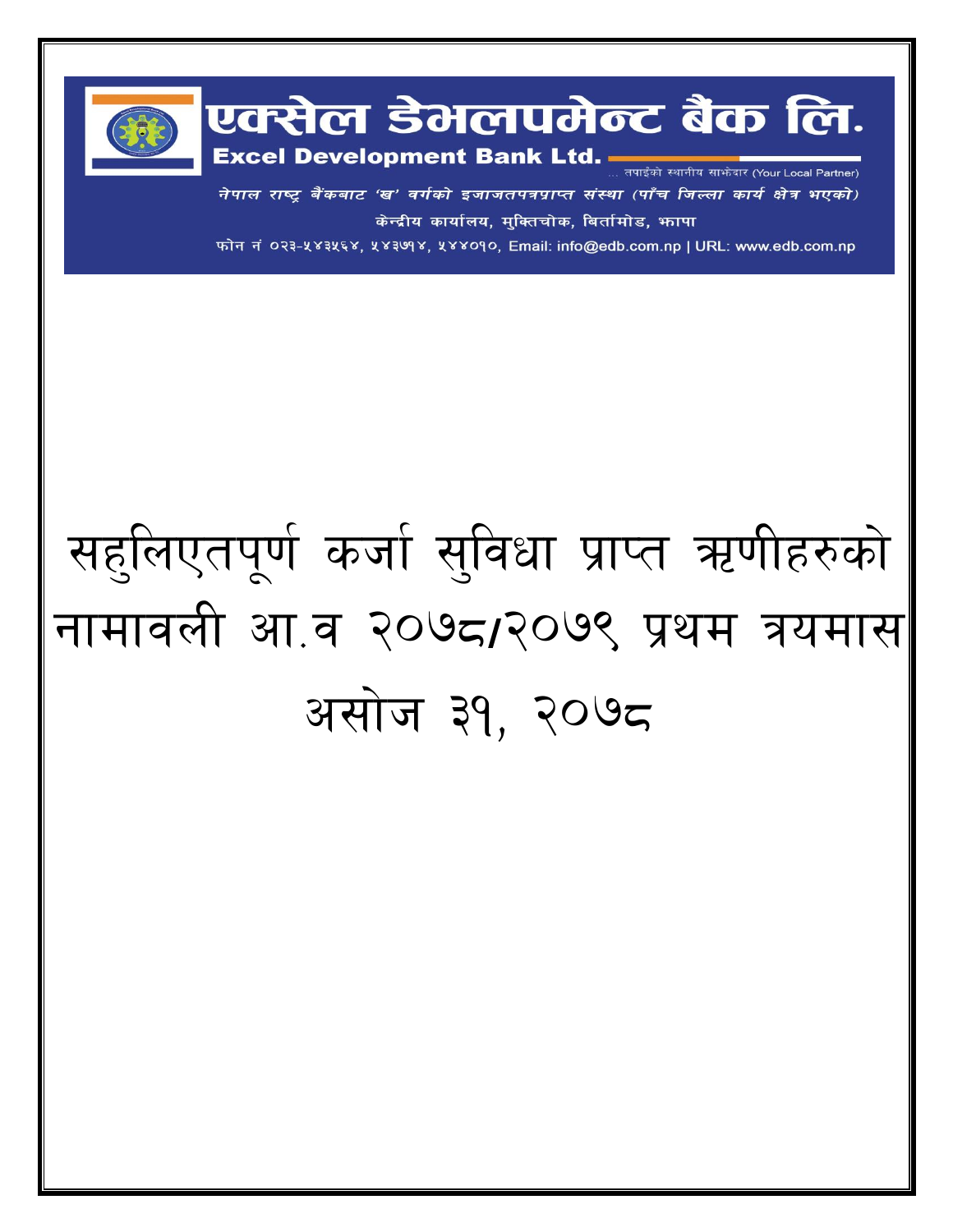# एक्सेल डेभलपमेन्ट बैंक लि.

**Excel Development Bank Ltd.**

... तपाईंको स्थानीय साझेदार (Your Local Partner)

*नेपाल राष्ट्र बैंकबाट 'ख' वर्गको इजाजतपत्रप्राप्त संस्था (पाँच जिल्ला कार्य क्षेत्र भएको)*

केन्द्रीय कार्यालय, मुक्तिचोक, बिर्तामोड, झापा

फोन नं ०२३-५४३५६४, ५४३७१४, ५४४०१०, Email: info@edb.com.np | URL: www.edb.com.np

# सहुलिएतपूर्ण कर्जा सुविधा प्राप्त ऋणीहरुको नामावली आ.व २०७८/२०७९ प्रथम त्रयमास

# असोज ३१, २०७८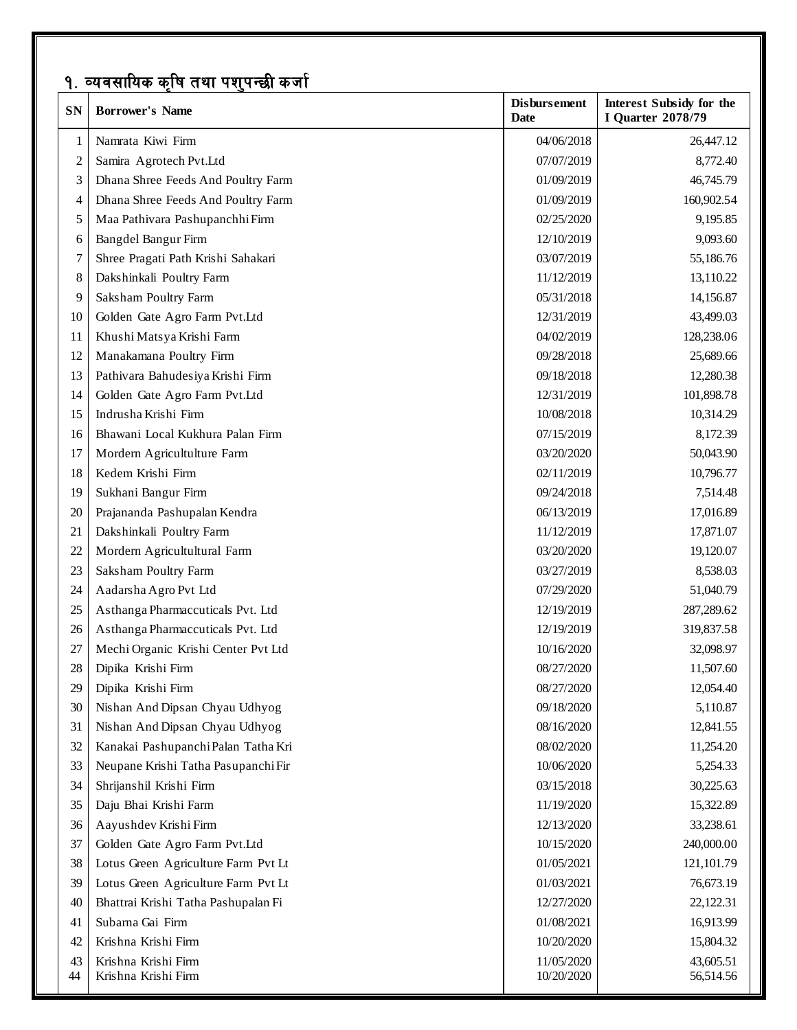## १. व्यवसायिक कृषि तथा पशुपन्छी कर्जा

| SN | Borrower's Name | Disbursement Date | Interest Subsidy for the I Quarter 2078/79 |
|---|---|---|---|
| 1 | Namrata Kiwi Firm | 04/06/2018 | 26,447.12 |
| 2 | Samira Agrotech Pvt.Ltd | 07/07/2019 | 8,772.40 |
| 3 | Dhana Shree Feeds And Poultry Farm | 01/09/2019 | 46,745.79 |
| 4 | Dhana Shree Feeds And Poultry Farm | 01/09/2019 | 160,902.54 |
| 5 | Maa Pathivara Pashupanchhi Firm | 02/25/2020 | 9,195.85 |
| 6 | Bangdel Bangur Firm | 12/10/2019 | 9,093.60 |
| 7 | Shree Pragati Path Krishi Sahakari | 03/07/2019 | 55,186.76 |
| 8 | Dakshinkali Poultry Farm | 11/12/2019 | 13,110.22 |
| 9 | Saksham Poultry Farm | 05/31/2018 | 14,156.87 |
| 10 | Golden Gate Agro Farm Pvt.Ltd | 12/31/2019 | 43,499.03 |
| 11 | Khushi Matsya Krishi Farm | 04/02/2019 | 128,238.06 |
| 12 | Manakamana Poultry Firm | 09/28/2018 | 25,689.66 |
| 13 | Pathivara Bahudesiya Krishi Firm | 09/18/2018 | 12,280.38 |
| 14 | Golden Gate Agro Farm Pvt.Ltd | 12/31/2019 | 101,898.78 |
| 15 | Indrusha Krishi Firm | 10/08/2018 | 10,314.29 |
| 16 | Bhawani Local Kukhura Palan Firm | 07/15/2019 | 8,172.39 |
| 17 | Mordern Agricultulture Farm | 03/20/2020 | 50,043.90 |
| 18 | Kedem Krishi Firm | 02/11/2019 | 10,796.77 |
| 19 | Sukhani Bangur Firm | 09/24/2018 | 7,514.48 |
| 20 | Prajananda Pashupalan Kendra | 06/13/2019 | 17,016.89 |
| 21 | Dakshinkali Poultry Farm | 11/12/2019 | 17,871.07 |
| 22 | Mordern Agricultultural Farm | 03/20/2020 | 19,120.07 |
| 23 | Saksham Poultry Farm | 03/27/2019 | 8,538.03 |
| 24 | Aadarsha Agro Pvt Ltd | 07/29/2020 | 51,040.79 |
| 25 | Asthanga Pharmaccuticals Pvt. Ltd | 12/19/2019 | 287,289.62 |
| 26 | Asthanga Pharmaccuticals Pvt. Ltd | 12/19/2019 | 319,837.58 |
| 27 | Mechi Organic Krishi Center Pvt Ltd | 10/16/2020 | 32,098.97 |
| 28 | Dipika Krishi Firm | 08/27/2020 | 11,507.60 |
| 29 | Dipika Krishi Firm | 08/27/2020 | 12,054.40 |
| 30 | Nishan And Dipsan Chyau Udhyog | 09/18/2020 | 5,110.87 |
| 31 | Nishan And Dipsan Chyau Udhyog | 08/16/2020 | 12,841.55 |
| 32 | Kanakai Pashupanchi Palan Tatha Kri | 08/02/2020 | 11,254.20 |
| 33 | Neupane Krishi Tatha Pasupanchi Fir | 10/06/2020 | 5,254.33 |
| 34 | Shrijanshil Krishi Firm | 03/15/2018 | 30,225.63 |
| 35 | Daju Bhai Krishi Farm | 11/19/2020 | 15,322.89 |
| 36 | Aayushdev Krishi Firm | 12/13/2020 | 33,238.61 |
| 37 | Golden Gate Agro Farm Pvt.Ltd | 10/15/2020 | 240,000.00 |
| 38 | Lotus Green Agriculture Farm Pvt Lt | 01/05/2021 | 121,101.79 |
| 39 | Lotus Green Agriculture Farm Pvt Lt | 01/03/2021 | 76,673.19 |
| 40 | Bhattrai Krishi Tatha Pashupalan Fi | 12/27/2020 | 22,122.31 |
| 41 | Subarna Gai Firm | 01/08/2021 | 16,913.99 |
| 42 | Krishna Krishi Firm | 10/20/2020 | 15,804.32 |
| 43 | Krishna Krishi Firm | 11/05/2020 | 43,605.51 |
| 44 | Krishna Krishi Firm | 10/20/2020 | 56,514.56 |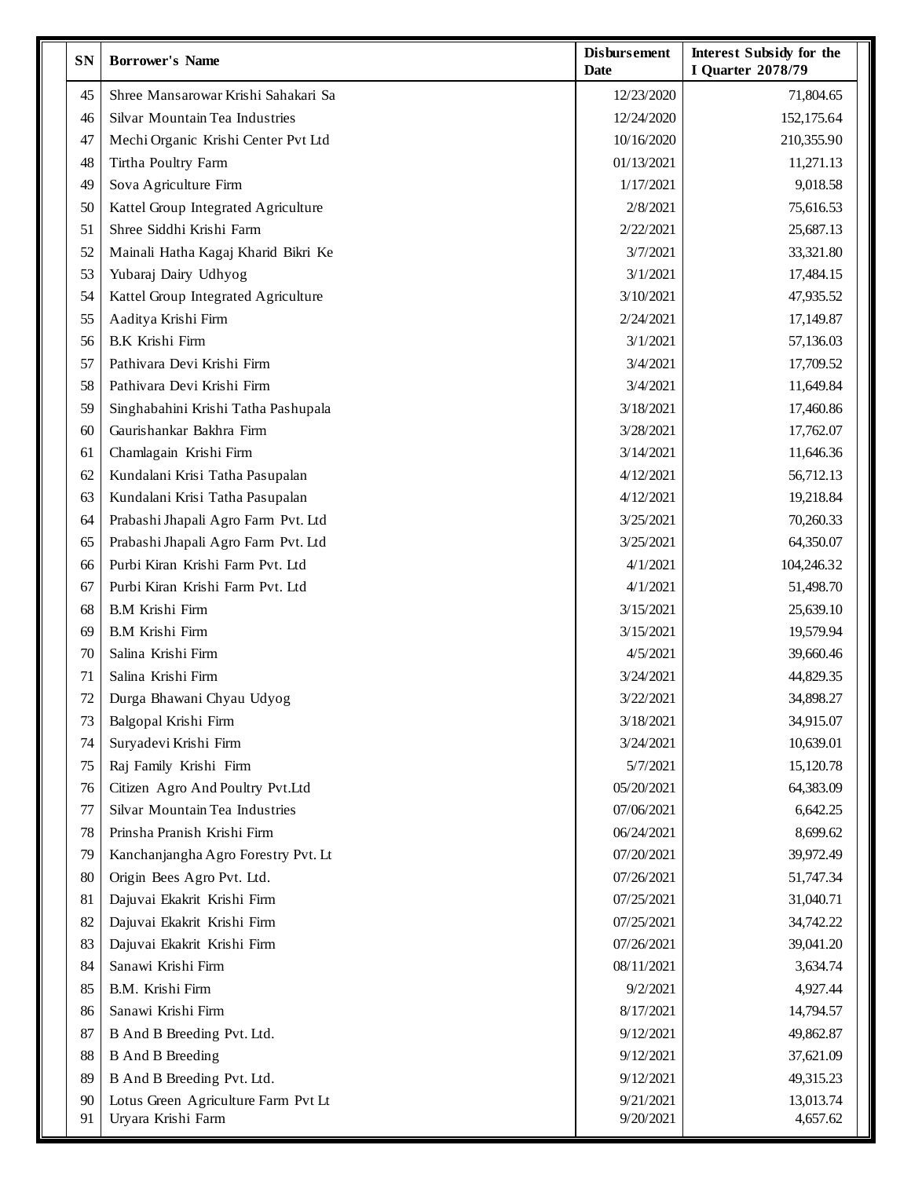| SN | Borrower's Name | Disbursement Date | Interest Subsidy for the I Quarter 2078/79 |
|---|---|---|---|
| 45 | Shree Mansarowar Krishi Sahakari Sa | 12/23/2020 | 71,804.65 |
| 46 | Silvar Mountain Tea Industries | 12/24/2020 | 152,175.64 |
| 47 | Mechi Organic Krishi Center Pvt Ltd | 10/16/2020 | 210,355.90 |
| 48 | Tirtha Poultry Farm | 01/13/2021 | 11,271.13 |
| 49 | Sova Agriculture Firm | 1/17/2021 | 9,018.58 |
| 50 | Kattel Group Integrated Agriculture | 2/8/2021 | 75,616.53 |
| 51 | Shree Siddhi Krishi Farm | 2/22/2021 | 25,687.13 |
| 52 | Mainali Hatha Kagaj Kharid Bikri Ke | 3/7/2021 | 33,321.80 |
| 53 | Yubaraj Dairy Udhyog | 3/1/2021 | 17,484.15 |
| 54 | Kattel Group Integrated Agriculture | 3/10/2021 | 47,935.52 |
| 55 | Aaditya Krishi Firm | 2/24/2021 | 17,149.87 |
| 56 | B.K Krishi Firm | 3/1/2021 | 57,136.03 |
| 57 | Pathivara Devi Krishi Firm | 3/4/2021 | 17,709.52 |
| 58 | Pathivara Devi Krishi Firm | 3/4/2021 | 11,649.84 |
| 59 | Singhabahini Krishi Tatha Pashupala | 3/18/2021 | 17,460.86 |
| 60 | Gaurishankar Bakhra Firm | 3/28/2021 | 17,762.07 |
| 61 | Chamlagain Krishi Firm | 3/14/2021 | 11,646.36 |
| 62 | Kundalani Krisi Tatha Pasupalan | 4/12/2021 | 56,712.13 |
| 63 | Kundalani Krisi Tatha Pasupalan | 4/12/2021 | 19,218.84 |
| 64 | Prabashi Jhapali Agro Farm Pvt. Ltd | 3/25/2021 | 70,260.33 |
| 65 | Prabashi Jhapali Agro Farm Pvt. Ltd | 3/25/2021 | 64,350.07 |
| 66 | Purbi Kiran Krishi Farm Pvt. Ltd | 4/1/2021 | 104,246.32 |
| 67 | Purbi Kiran Krishi Farm Pvt. Ltd | 4/1/2021 | 51,498.70 |
| 68 | B.M Krishi Firm | 3/15/2021 | 25,639.10 |
| 69 | B.M Krishi Firm | 3/15/2021 | 19,579.94 |
| 70 | Salina Krishi Firm | 4/5/2021 | 39,660.46 |
| 71 | Salina Krishi Firm | 3/24/2021 | 44,829.35 |
| 72 | Durga Bhawani Chyau Udyog | 3/22/2021 | 34,898.27 |
| 73 | Balgopal Krishi Firm | 3/18/2021 | 34,915.07 |
| 74 | Suryadevi Krishi Firm | 3/24/2021 | 10,639.01 |
| 75 | Raj Family Krishi Firm | 5/7/2021 | 15,120.78 |
| 76 | Citizen Agro And Poultry Pvt.Ltd | 05/20/2021 | 64,383.09 |
| 77 | Silvar Mountain Tea Industries | 07/06/2021 | 6,642.25 |
| 78 | Prinsha Pranish Krishi Firm | 06/24/2021 | 8,699.62 |
| 79 | Kanchanjangha Agro Forestry Pvt. Lt | 07/20/2021 | 39,972.49 |
| 80 | Origin Bees Agro Pvt. Ltd. | 07/26/2021 | 51,747.34 |
| 81 | Dajuvai Ekakrit Krishi Firm | 07/25/2021 | 31,040.71 |
| 82 | Dajuvai Ekakrit Krishi Firm | 07/25/2021 | 34,742.22 |
| 83 | Dajuvai Ekakrit Krishi Firm | 07/26/2021 | 39,041.20 |
| 84 | Sanawi Krishi Firm | 08/11/2021 | 3,634.74 |
| 85 | B.M. Krishi Firm | 9/2/2021 | 4,927.44 |
| 86 | Sanawi Krishi Firm | 8/17/2021 | 14,794.57 |
| 87 | B And B Breeding Pvt. Ltd. | 9/12/2021 | 49,862.87 |
| 88 | B And B Breeding | 9/12/2021 | 37,621.09 |
| 89 | B And B Breeding Pvt. Ltd. | 9/12/2021 | 49,315.23 |
| 90 | Lotus Green Agriculture Farm Pvt Lt | 9/21/2021 | 13,013.74 |
| 91 | Uryara Krishi Farm | 9/20/2021 | 4,657.62 |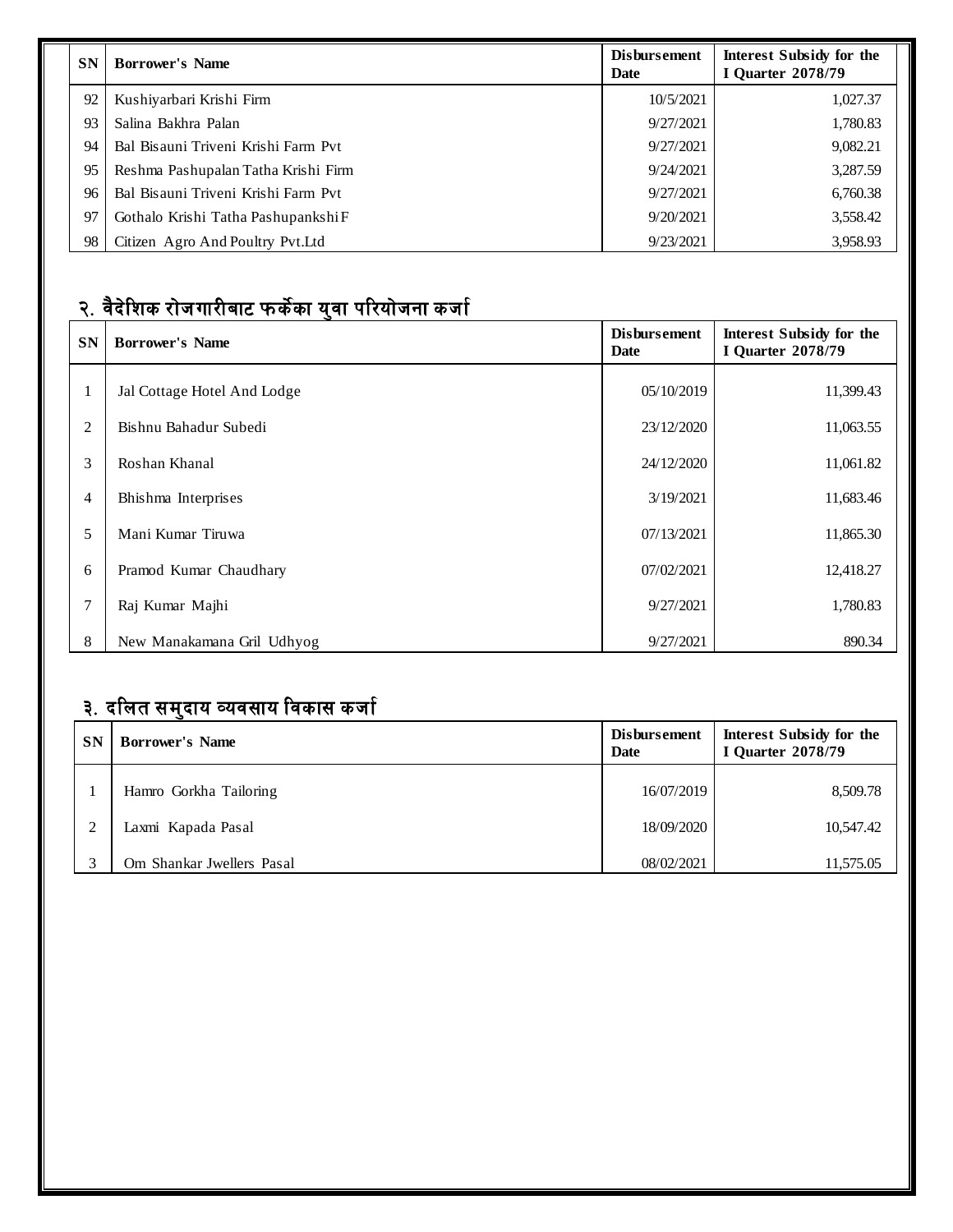| SN | Borrower's Name | Disbursement Date | Interest Subsidy for the I Quarter 2078/79 |
|---|---|---|---|
| 92 | Kushiyarbari Krishi Firm | 10/5/2021 | 1,027.37 |
| 93 | Salina Bakhra Palan | 9/27/2021 | 1,780.83 |
| 94 | Bal Bisauni Triveni Krishi Farm Pvt | 9/27/2021 | 9,082.21 |
| 95 | Reshma Pashupalan Tatha Krishi Firm | 9/24/2021 | 3,287.59 |
| 96 | Bal Bisauni Triveni Krishi Farm Pvt | 9/27/2021 | 6,760.38 |
| 97 | Gothalo Krishi Tatha Pashupankshi F | 9/20/2021 | 3,558.42 |
| 98 | Citizen Agro And Poultry Pvt.Ltd | 9/23/2021 | 3,958.93 |

## २. वैदेशिक रोजगारीबाट फर्केका युवा परियोजना कर्जा

| SN | Borrower's Name | Disbursement Date | Interest Subsidy for the I Quarter 2078/79 |
|---|---|---|---|
| 1 | Jal Cottage Hotel And Lodge | 05/10/2019 | 11,399.43 |
| 2 | Bishnu Bahadur Subedi | 23/12/2020 | 11,063.55 |
| 3 | Roshan Khanal | 24/12/2020 | 11,061.82 |
| 4 | Bhishma Interprises | 3/19/2021 | 11,683.46 |
| 5 | Mani Kumar Tiruwa | 07/13/2021 | 11,865.30 |
| 6 | Pramod Kumar Chaudhary | 07/02/2021 | 12,418.27 |
| 7 | Raj Kumar Majhi | 9/27/2021 | 1,780.83 |
| 8 | New Manakamana Gril Udhyog | 9/27/2021 | 890.34 |

## ३. दलित समुदाय व्यवसाय विकास कर्जा

| SN | Borrower's Name | Disbursement Date | Interest Subsidy for the I Quarter 2078/79 |
|---|---|---|---|
| 1 | Hamro Gorkha Tailoring | 16/07/2019 | 8,509.78 |
| 2 | Laxmi Kapada Pasal | 18/09/2020 | 10,547.42 |
| 3 | Om Shankar Jwellers Pasal | 08/02/2021 | 11,575.05 |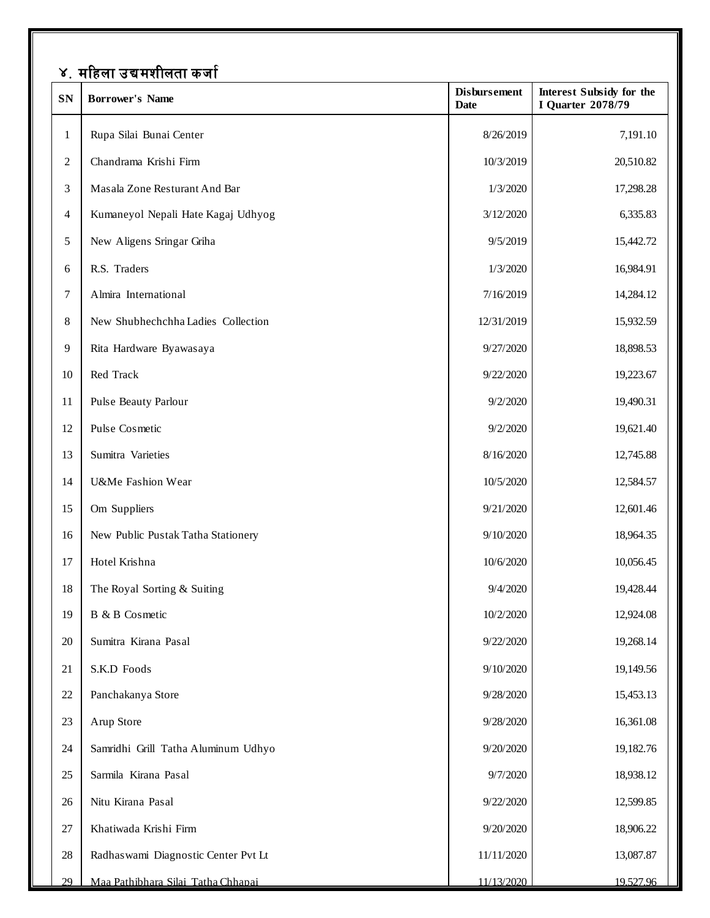## ४. महिला उद्यमशीलता कर्जा

| SN | Borrower's Name | Disbursement Date | Interest Subsidy for the I Quarter 2078/79 |
|---|---|---|---|
| 1 | Rupa Silai Bunai Center | 8/26/2019 | 7,191.10 |
| 2 | Chandrama Krishi Firm | 10/3/2019 | 20,510.82 |
| 3 | Masala Zone Resturant And Bar | 1/3/2020 | 17,298.28 |
| 4 | Kumaneyol Nepali Hate Kagaj Udhyog | 3/12/2020 | 6,335.83 |
| 5 | New Aligens Sringar Griha | 9/5/2019 | 15,442.72 |
| 6 | R.S. Traders | 1/3/2020 | 16,984.91 |
| 7 | Almira International | 7/16/2019 | 14,284.12 |
| 8 | New Shubhechchha Ladies Collection | 12/31/2019 | 15,932.59 |
| 9 | Rita Hardware Byawasaya | 9/27/2020 | 18,898.53 |
| 10 | Red Track | 9/22/2020 | 19,223.67 |
| 11 | Pulse Beauty Parlour | 9/2/2020 | 19,490.31 |
| 12 | Pulse Cosmetic | 9/2/2020 | 19,621.40 |
| 13 | Sumitra Varieties | 8/16/2020 | 12,745.88 |
| 14 | U&Me Fashion Wear | 10/5/2020 | 12,584.57 |
| 15 | Om Suppliers | 9/21/2020 | 12,601.46 |
| 16 | New Public Pustak Tatha Stationery | 9/10/2020 | 18,964.35 |
| 17 | Hotel Krishna | 10/6/2020 | 10,056.45 |
| 18 | The Royal Sorting & Suiting | 9/4/2020 | 19,428.44 |
| 19 | B & B Cosmetic | 10/2/2020 | 12,924.08 |
| 20 | Sumitra Kirana Pasal | 9/22/2020 | 19,268.14 |
| 21 | S.K.D Foods | 9/10/2020 | 19,149.56 |
| 22 | Panchakanya Store | 9/28/2020 | 15,453.13 |
| 23 | Arup Store | 9/28/2020 | 16,361.08 |
| 24 | Samridhi Grill Tatha Aluminum Udhyo | 9/20/2020 | 19,182.76 |
| 25 | Sarmila Kirana Pasal | 9/7/2020 | 18,938.12 |
| 26 | Nitu Kirana Pasal | 9/22/2020 | 12,599.85 |
| 27 | Khatiwada Krishi Firm | 9/20/2020 | 18,906.22 |
| 28 | Radhaswami Diagnostic Center Pvt Lt | 11/11/2020 | 13,087.87 |
| 29 | Maa Pathibhara Silai Tatha Chhapai | 11/13/2020 | 19,527.96 |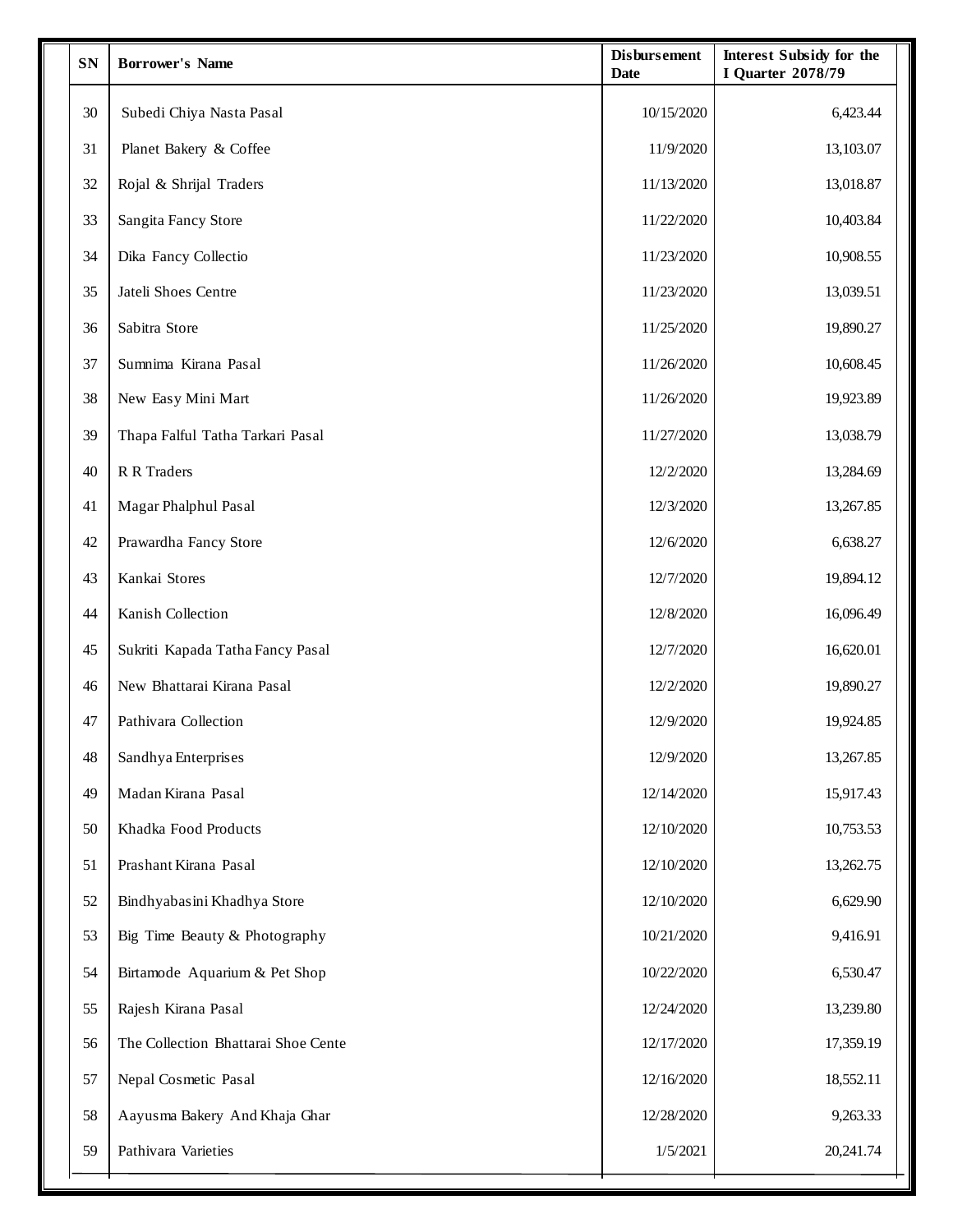| SN | Borrower's Name | Disbursement Date | Interest Subsidy for the I Quarter 2078/79 |
|---|---|---|---|
| 30 | Subedi Chiya Nasta Pasal | 10/15/2020 | 6,423.44 |
| 31 | Planet Bakery & Coffee | 11/9/2020 | 13,103.07 |
| 32 | Rojal & Shrijal Traders | 11/13/2020 | 13,018.87 |
| 33 | Sangita Fancy Store | 11/22/2020 | 10,403.84 |
| 34 | Dika Fancy Collectio | 11/23/2020 | 10,908.55 |
| 35 | Jateli Shoes Centre | 11/23/2020 | 13,039.51 |
| 36 | Sabitra Store | 11/25/2020 | 19,890.27 |
| 37 | Sumnima Kirana Pasal | 11/26/2020 | 10,608.45 |
| 38 | New Easy Mini Mart | 11/26/2020 | 19,923.89 |
| 39 | Thapa Falful Tatha Tarkari Pasal | 11/27/2020 | 13,038.79 |
| 40 | R R Traders | 12/2/2020 | 13,284.69 |
| 41 | Magar Phalphul Pasal | 12/3/2020 | 13,267.85 |
| 42 | Prawardha Fancy Store | 12/6/2020 | 6,638.27 |
| 43 | Kankai Stores | 12/7/2020 | 19,894.12 |
| 44 | Kanish Collection | 12/8/2020 | 16,096.49 |
| 45 | Sukriti Kapada Tatha Fancy Pasal | 12/7/2020 | 16,620.01 |
| 46 | New Bhattarai Kirana Pasal | 12/2/2020 | 19,890.27 |
| 47 | Pathivara Collection | 12/9/2020 | 19,924.85 |
| 48 | Sandhya Enterprises | 12/9/2020 | 13,267.85 |
| 49 | Madan Kirana Pasal | 12/14/2020 | 15,917.43 |
| 50 | Khadka Food Products | 12/10/2020 | 10,753.53 |
| 51 | Prashant Kirana Pasal | 12/10/2020 | 13,262.75 |
| 52 | Bindhyabasini Khadhya Store | 12/10/2020 | 6,629.90 |
| 53 | Big Time Beauty & Photography | 10/21/2020 | 9,416.91 |
| 54 | Birtamode Aquarium & Pet Shop | 10/22/2020 | 6,530.47 |
| 55 | Rajesh Kirana Pasal | 12/24/2020 | 13,239.80 |
| 56 | The Collection Bhattarai Shoe Cente | 12/17/2020 | 17,359.19 |
| 57 | Nepal Cosmetic Pasal | 12/16/2020 | 18,552.11 |
| 58 | Aayusma Bakery And Khaja Ghar | 12/28/2020 | 9,263.33 |
| 59 | Pathivara Varieties | 1/5/2021 | 20,241.74 |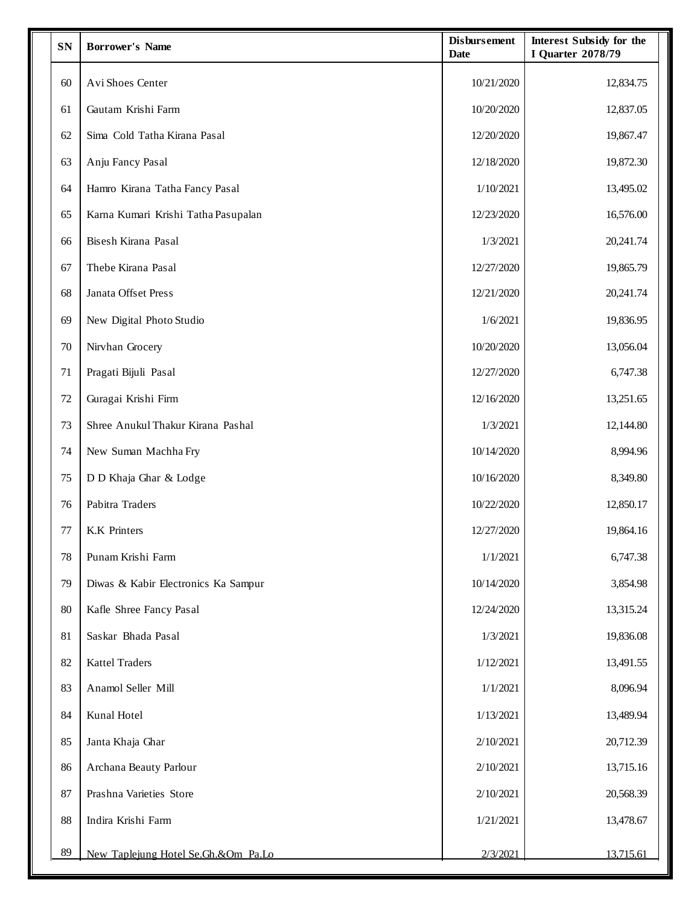| SN | Borrower's Name | Disbursement Date | Interest Subsidy for the I Quarter 2078/79 |
|---|---|---|---|
| 60 | Avi Shoes Center | 10/21/2020 | 12,834.75 |
| 61 | Gautam Krishi Farm | 10/20/2020 | 12,837.05 |
| 62 | Sima Cold Tatha Kirana Pasal | 12/20/2020 | 19,867.47 |
| 63 | Anju Fancy Pasal | 12/18/2020 | 19,872.30 |
| 64 | Hamro Kirana Tatha Fancy Pasal | 1/10/2021 | 13,495.02 |
| 65 | Karna Kumari Krishi Tatha Pasupalan | 12/23/2020 | 16,576.00 |
| 66 | Bisesh Kirana Pasal | 1/3/2021 | 20,241.74 |
| 67 | Thebe Kirana Pasal | 12/27/2020 | 19,865.79 |
| 68 | Janata Offset Press | 12/21/2020 | 20,241.74 |
| 69 | New Digital Photo Studio | 1/6/2021 | 19,836.95 |
| 70 | Nirvhan Grocery | 10/20/2020 | 13,056.04 |
| 71 | Pragati Bijuli Pasal | 12/27/2020 | 6,747.38 |
| 72 | Guragai Krishi Firm | 12/16/2020 | 13,251.65 |
| 73 | Shree Anukul Thakur Kirana Pashal | 1/3/2021 | 12,144.80 |
| 74 | New Suman Machha Fry | 10/14/2020 | 8,994.96 |
| 75 | D D Khaja Ghar & Lodge | 10/16/2020 | 8,349.80 |
| 76 | Pabitra Traders | 10/22/2020 | 12,850.17 |
| 77 | K.K Printers | 12/27/2020 | 19,864.16 |
| 78 | Punam Krishi Farm | 1/1/2021 | 6,747.38 |
| 79 | Diwas & Kabir Electronics Ka Sampur | 10/14/2020 | 3,854.98 |
| 80 | Kafle Shree Fancy Pasal | 12/24/2020 | 13,315.24 |
| 81 | Saskar Bhada Pasal | 1/3/2021 | 19,836.08 |
| 82 | Kattel Traders | 1/12/2021 | 13,491.55 |
| 83 | Anamol Seller Mill | 1/1/2021 | 8,096.94 |
| 84 | Kunal Hotel | 1/13/2021 | 13,489.94 |
| 85 | Janta Khaja Ghar | 2/10/2021 | 20,712.39 |
| 86 | Archana Beauty Parlour | 2/10/2021 | 13,715.16 |
| 87 | Prashna Varieties Store | 2/10/2021 | 20,568.39 |
| 88 | Indira Krishi Farm | 1/21/2021 | 13,478.67 |
| 89 | New Taplejung Hotel Se.Gh.&Om Pa.Lo | 2/3/2021 | 13,715.61 |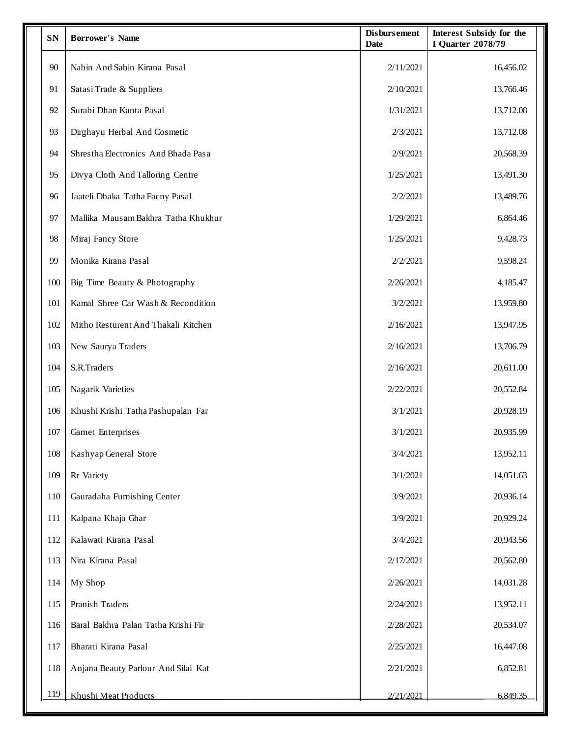| SN | Borrower's Name | Disbursement Date | Interest Subsidy for the I Quarter 2078/79 |
| --- | --- | --- | --- |
| 90 | Nabin And Sabin Kirana Pasal | 2/11/2021 | 16,456.02 |
| 91 | Satasi Trade & Suppliers | 2/10/2021 | 13,766.46 |
| 92 | Surabi Dhan Kanta Pasal | 1/31/2021 | 13,712.08 |
| 93 | Dirghayu Herbal And Cosmetic | 2/3/2021 | 13,712.08 |
| 94 | Shrestha Electronics And Bhada Pasa | 2/9/2021 | 20,568.39 |
| 95 | Divya Cloth And Talloring Centre | 1/25/2021 | 13,491.30 |
| 96 | Jaateli Dhaka Tatha Facny Pasal | 2/2/2021 | 13,489.76 |
| 97 | Mallika Mausam Bakhra Tatha Khukhur | 1/29/2021 | 6,864.46 |
| 98 | Miraj Fancy Store | 1/25/2021 | 9,428.73 |
| 99 | Monika Kirana Pasal | 2/2/2021 | 9,598.24 |
| 100 | Big Time Beauty & Photography | 2/26/2021 | 4,185.47 |
| 101 | Kamal Shree Car Wash & Recondition | 3/2/2021 | 13,959.80 |
| 102 | Mitho Resturent And Thakali Kitchen | 2/16/2021 | 13,947.95 |
| 103 | New Saurya Traders | 2/16/2021 | 13,706.79 |
| 104 | S.R.Traders | 2/16/2021 | 20,611.00 |
| 105 | Nagarik Varieties | 2/22/2021 | 20,552.84 |
| 106 | Khushi Krishi Tatha Pashupalan Far | 3/1/2021 | 20,928.19 |
| 107 | Garnet Enterprises | 3/1/2021 | 20,935.99 |
| 108 | Kashyap General Store | 3/4/2021 | 13,952.11 |
| 109 | Rr Variety | 3/1/2021 | 14,051.63 |
| 110 | Gauradaha Furnishing Center | 3/9/2021 | 20,936.14 |
| 111 | Kalpana Khaja Ghar | 3/9/2021 | 20,929.24 |
| 112 | Kalawati Kirana Pasal | 3/4/2021 | 20,943.56 |
| 113 | Nira Kirana Pasal | 2/17/2021 | 20,562.80 |
| 114 | My Shop | 2/26/2021 | 14,031.28 |
| 115 | Pranish Traders | 2/24/2021 | 13,952.11 |
| 116 | Baral Bakhra Palan Tatha Krishi Fir | 2/28/2021 | 20,534.07 |
| 117 | Bharati Kirana Pasal | 2/25/2021 | 16,447.08 |
| 118 | Anjana Beauty Parlour And Silai Kat | 2/21/2021 | 6,852.81 |
| 119 | Khushi Meat Products | 2/21/2021 | 6,849.35 |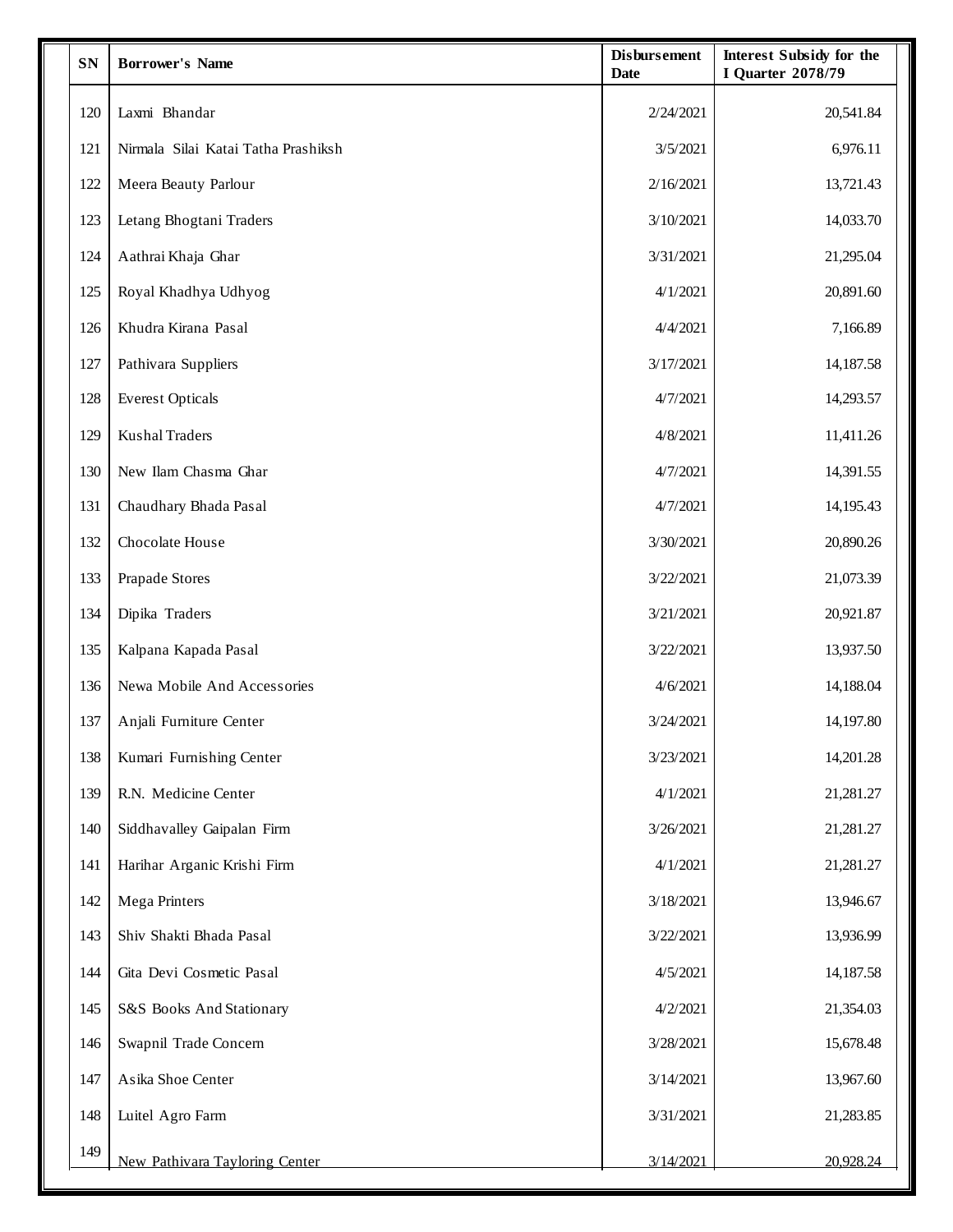| SN | Borrower's Name | Disbursement Date | Interest Subsidy for the I Quarter 2078/79 |
|---|---|---|---|
| 120 | Laxmi Bhandar | 2/24/2021 | 20,541.84 |
| 121 | Nirmala Silai Katai Tatha Prashiksh | 3/5/2021 | 6,976.11 |
| 122 | Meera Beauty Parlour | 2/16/2021 | 13,721.43 |
| 123 | Letang Bhogtani Traders | 3/10/2021 | 14,033.70 |
| 124 | Aathrai Khaja Ghar | 3/31/2021 | 21,295.04 |
| 125 | Royal Khadhya Udhyog | 4/1/2021 | 20,891.60 |
| 126 | Khudra Kirana Pasal | 4/4/2021 | 7,166.89 |
| 127 | Pathivara Suppliers | 3/17/2021 | 14,187.58 |
| 128 | Everest Opticals | 4/7/2021 | 14,293.57 |
| 129 | Kushal Traders | 4/8/2021 | 11,411.26 |
| 130 | New Ilam Chasma Ghar | 4/7/2021 | 14,391.55 |
| 131 | Chaudhary Bhada Pasal | 4/7/2021 | 14,195.43 |
| 132 | Chocolate House | 3/30/2021 | 20,890.26 |
| 133 | Prapade Stores | 3/22/2021 | 21,073.39 |
| 134 | Dipika Traders | 3/21/2021 | 20,921.87 |
| 135 | Kalpana Kapada Pasal | 3/22/2021 | 13,937.50 |
| 136 | Newa Mobile And Accessories | 4/6/2021 | 14,188.04 |
| 137 | Anjali Furniture Center | 3/24/2021 | 14,197.80 |
| 138 | Kumari Furnishing Center | 3/23/2021 | 14,201.28 |
| 139 | R.N. Medicine Center | 4/1/2021 | 21,281.27 |
| 140 | Siddhavalley Gaipalan Firm | 3/26/2021 | 21,281.27 |
| 141 | Harihar Arganic Krishi Firm | 4/1/2021 | 21,281.27 |
| 142 | Mega Printers | 3/18/2021 | 13,946.67 |
| 143 | Shiv Shakti Bhada Pasal | 3/22/2021 | 13,936.99 |
| 144 | Gita Devi Cosmetic Pasal | 4/5/2021 | 14,187.58 |
| 145 | S&S Books And Stationary | 4/2/2021 | 21,354.03 |
| 146 | Swapnil Trade Concern | 3/28/2021 | 15,678.48 |
| 147 | Asika Shoe Center | 3/14/2021 | 13,967.60 |
| 148 | Luitel Agro Farm | 3/31/2021 | 21,283.85 |
| 149 | New Pathivara Tayloring Center | 3/14/2021 | 20,928.24 |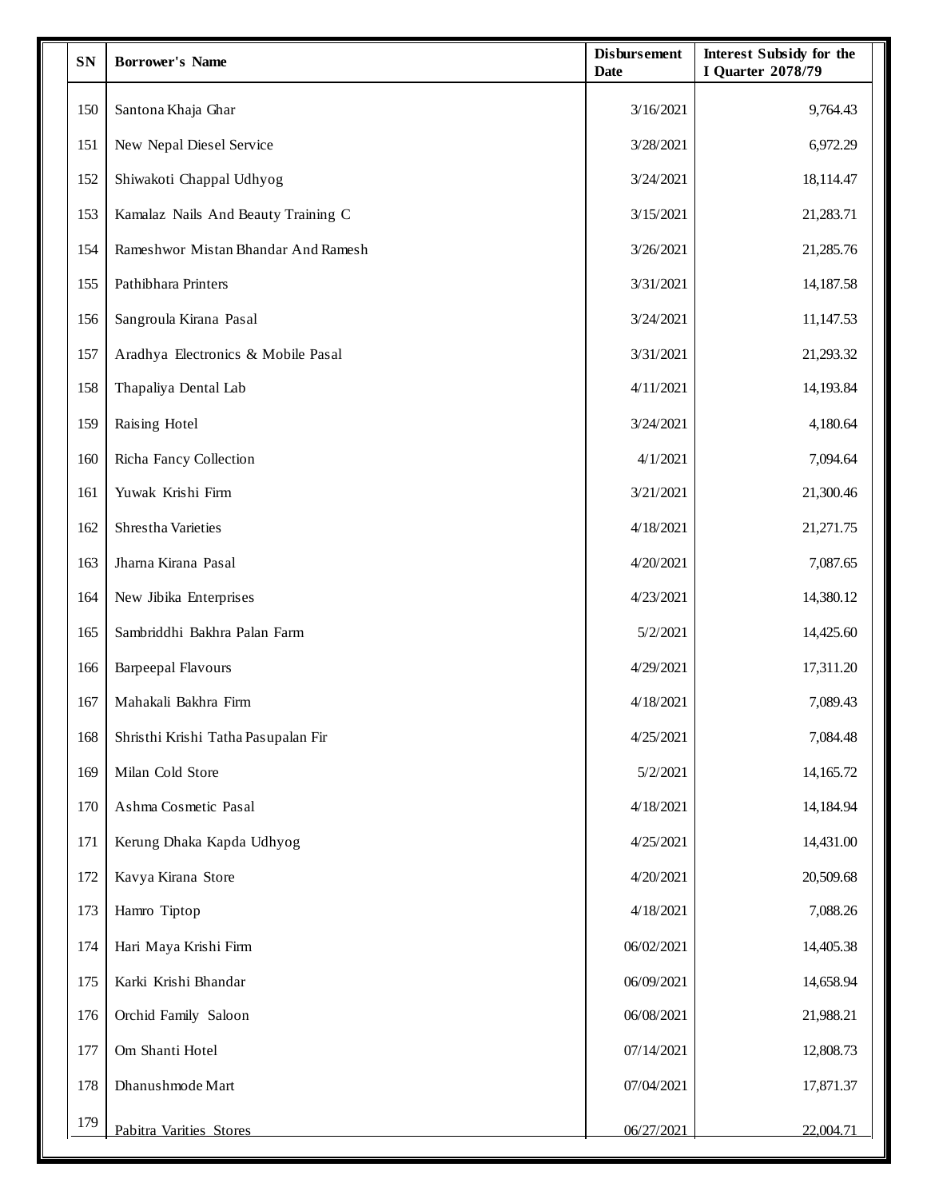| SN | Borrower's Name | Disbursement Date | Interest Subsidy for the I Quarter 2078/79 |
|---|---|---|---|
| 150 | Santona Khaja Ghar | 3/16/2021 | 9,764.43 |
| 151 | New Nepal Diesel Service | 3/28/2021 | 6,972.29 |
| 152 | Shiwakoti Chappal Udhyog | 3/24/2021 | 18,114.47 |
| 153 | Kamalaz Nails And Beauty Training C | 3/15/2021 | 21,283.71 |
| 154 | Rameshwor Mistan Bhandar And Ramesh | 3/26/2021 | 21,285.76 |
| 155 | Pathibhara Printers | 3/31/2021 | 14,187.58 |
| 156 | Sangroula Kirana Pasal | 3/24/2021 | 11,147.53 |
| 157 | Aradhya Electronics & Mobile Pasal | 3/31/2021 | 21,293.32 |
| 158 | Thapaliya Dental Lab | 4/11/2021 | 14,193.84 |
| 159 | Raising Hotel | 3/24/2021 | 4,180.64 |
| 160 | Richa Fancy Collection | 4/1/2021 | 7,094.64 |
| 161 | Yuwak Krishi Firm | 3/21/2021 | 21,300.46 |
| 162 | Shrestha Varieties | 4/18/2021 | 21,271.75 |
| 163 | Jharna Kirana Pasal | 4/20/2021 | 7,087.65 |
| 164 | New Jibika Enterprises | 4/23/2021 | 14,380.12 |
| 165 | Sambriddhi Bakhra Palan Farm | 5/2/2021 | 14,425.60 |
| 166 | Barpeepal Flavours | 4/29/2021 | 17,311.20 |
| 167 | Mahakali Bakhra Firm | 4/18/2021 | 7,089.43 |
| 168 | Shristhi Krishi Tatha Pasupalan Fir | 4/25/2021 | 7,084.48 |
| 169 | Milan Cold Store | 5/2/2021 | 14,165.72 |
| 170 | Ashma Cosmetic Pasal | 4/18/2021 | 14,184.94 |
| 171 | Kerung Dhaka Kapda Udhyog | 4/25/2021 | 14,431.00 |
| 172 | Kavya Kirana Store | 4/20/2021 | 20,509.68 |
| 173 | Hamro Tiptop | 4/18/2021 | 7,088.26 |
| 174 | Hari Maya Krishi Firm | 06/02/2021 | 14,405.38 |
| 175 | Karki Krishi Bhandar | 06/09/2021 | 14,658.94 |
| 176 | Orchid Family Saloon | 06/08/2021 | 21,988.21 |
| 177 | Om Shanti Hotel | 07/14/2021 | 12,808.73 |
| 178 | Dhanushmode Mart | 07/04/2021 | 17,871.37 |
| 179 | Pabitra Varities Stores | 06/27/2021 | 22,004.71 |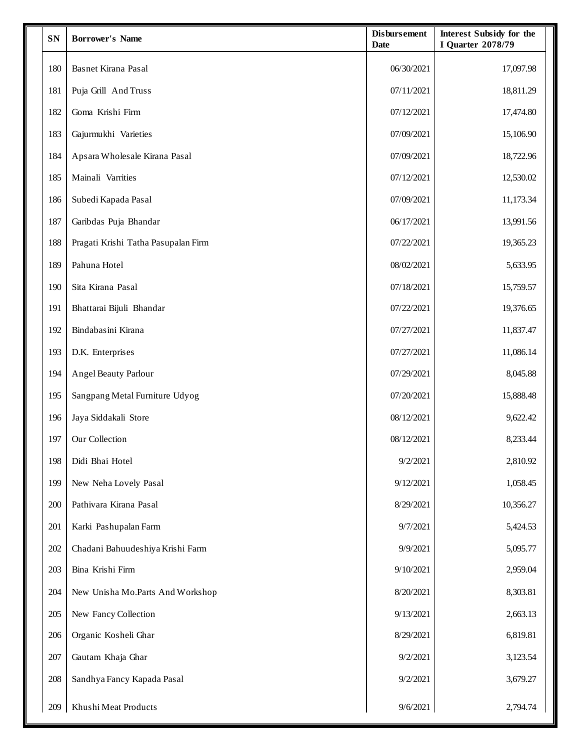| SN | Borrower's Name | Disbursement Date | Interest Subsidy for the I Quarter 2078/79 |
|---|---|---|---|
| 180 | Basnet Kirana Pasal | 06/30/2021 | 17,097.98 |
| 181 | Puja Grill And Truss | 07/11/2021 | 18,811.29 |
| 182 | Goma Krishi Firm | 07/12/2021 | 17,474.80 |
| 183 | Gajurmukhi Varieties | 07/09/2021 | 15,106.90 |
| 184 | Apsara Wholesale Kirana Pasal | 07/09/2021 | 18,722.96 |
| 185 | Mainali Varrities | 07/12/2021 | 12,530.02 |
| 186 | Subedi Kapada Pasal | 07/09/2021 | 11,173.34 |
| 187 | Garibdas Puja Bhandar | 06/17/2021 | 13,991.56 |
| 188 | Pragati Krishi Tatha Pasupalan Firm | 07/22/2021 | 19,365.23 |
| 189 | Pahuna Hotel | 08/02/2021 | 5,633.95 |
| 190 | Sita Kirana Pasal | 07/18/2021 | 15,759.57 |
| 191 | Bhattarai Bijuli Bhandar | 07/22/2021 | 19,376.65 |
| 192 | Bindabasini Kirana | 07/27/2021 | 11,837.47 |
| 193 | D.K. Enterprises | 07/27/2021 | 11,086.14 |
| 194 | Angel Beauty Parlour | 07/29/2021 | 8,045.88 |
| 195 | Sangpang Metal Furniture Udyog | 07/20/2021 | 15,888.48 |
| 196 | Jaya Siddakali Store | 08/12/2021 | 9,622.42 |
| 197 | Our Collection | 08/12/2021 | 8,233.44 |
| 198 | Didi Bhai Hotel | 9/2/2021 | 2,810.92 |
| 199 | New Neha Lovely Pasal | 9/12/2021 | 1,058.45 |
| 200 | Pathivara Kirana Pasal | 8/29/2021 | 10,356.27 |
| 201 | Karki Pashupalan Farm | 9/7/2021 | 5,424.53 |
| 202 | Chadani Bahuudeshiya Krishi Farm | 9/9/2021 | 5,095.77 |
| 203 | Bina Krishi Firm | 9/10/2021 | 2,959.04 |
| 204 | New Unisha Mo.Parts And Workshop | 8/20/2021 | 8,303.81 |
| 205 | New Fancy Collection | 9/13/2021 | 2,663.13 |
| 206 | Organic Kosheli Ghar | 8/29/2021 | 6,819.81 |
| 207 | Gautam Khaja Ghar | 9/2/2021 | 3,123.54 |
| 208 | Sandhya Fancy Kapada Pasal | 9/2/2021 | 3,679.27 |
| 209 | Khushi Meat Products | 9/6/2021 | 2,794.74 |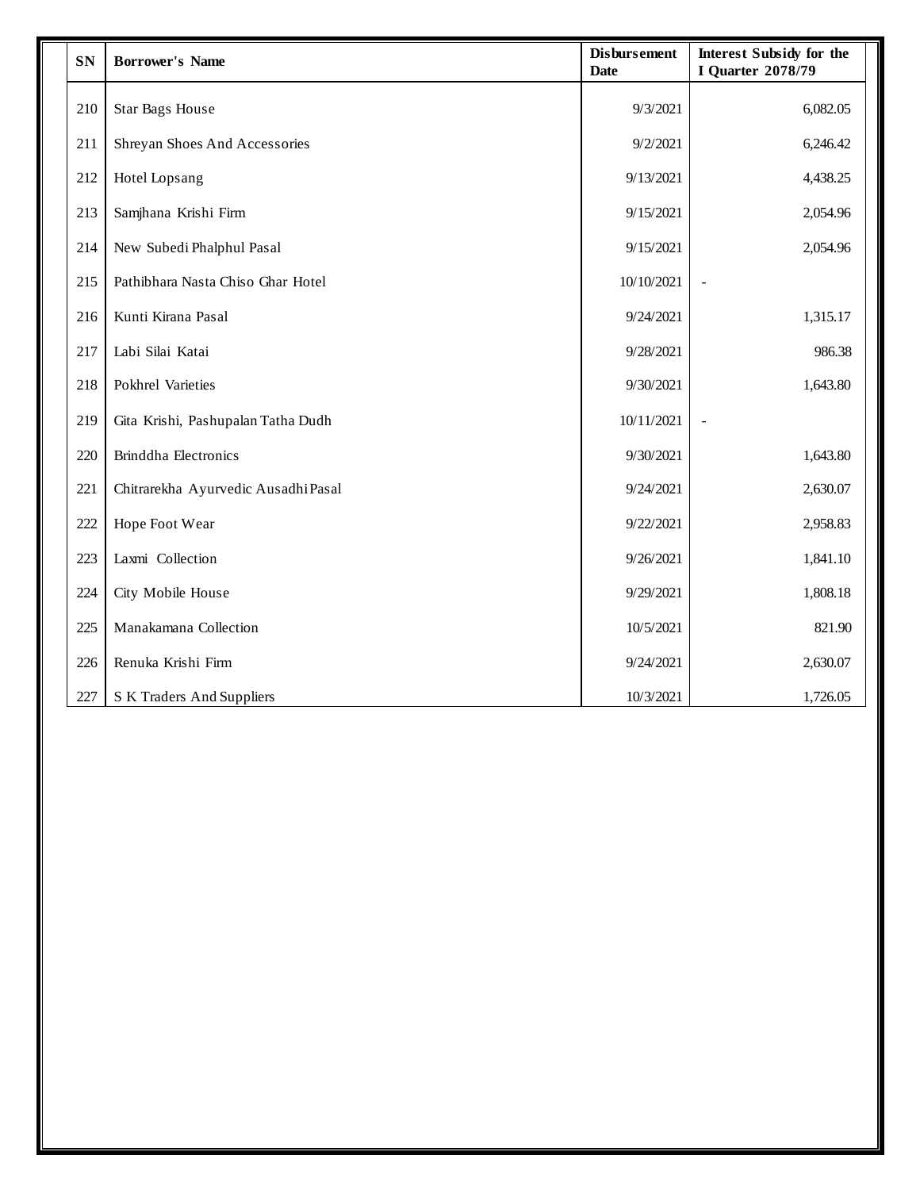| SN | Borrower's Name | Disbursement Date | Interest Subsidy for the I Quarter 2078/79 |
|---|---|---|---|
| 210 | Star Bags House | 9/3/2021 | 6,082.05 |
| 211 | Shreyan Shoes And Accessories | 9/2/2021 | 6,246.42 |
| 212 | Hotel Lopsang | 9/13/2021 | 4,438.25 |
| 213 | Samjhana Krishi Firm | 9/15/2021 | 2,054.96 |
| 214 | New Subedi Phalphul Pasal | 9/15/2021 | 2,054.96 |
| 215 | Pathibhara Nasta Chiso Ghar Hotel | 10/10/2021 | - |
| 216 | Kunti Kirana Pasal | 9/24/2021 | 1,315.17 |
| 217 | Labi Silai Katai | 9/28/2021 | 986.38 |
| 218 | Pokhrel Varieties | 9/30/2021 | 1,643.80 |
| 219 | Gita Krishi, Pashupalan Tatha Dudh | 10/11/2021 | - |
| 220 | Brinddha Electronics | 9/30/2021 | 1,643.80 |
| 221 | Chitrarekha Ayurvedic Ausadhi Pasal | 9/24/2021 | 2,630.07 |
| 222 | Hope Foot Wear | 9/22/2021 | 2,958.83 |
| 223 | Laxmi Collection | 9/26/2021 | 1,841.10 |
| 224 | City Mobile House | 9/29/2021 | 1,808.18 |
| 225 | Manakamana Collection | 10/5/2021 | 821.90 |
| 226 | Renuka Krishi Firm | 9/24/2021 | 2,630.07 |
| 227 | S K Traders And Suppliers | 10/3/2021 | 1,726.05 |